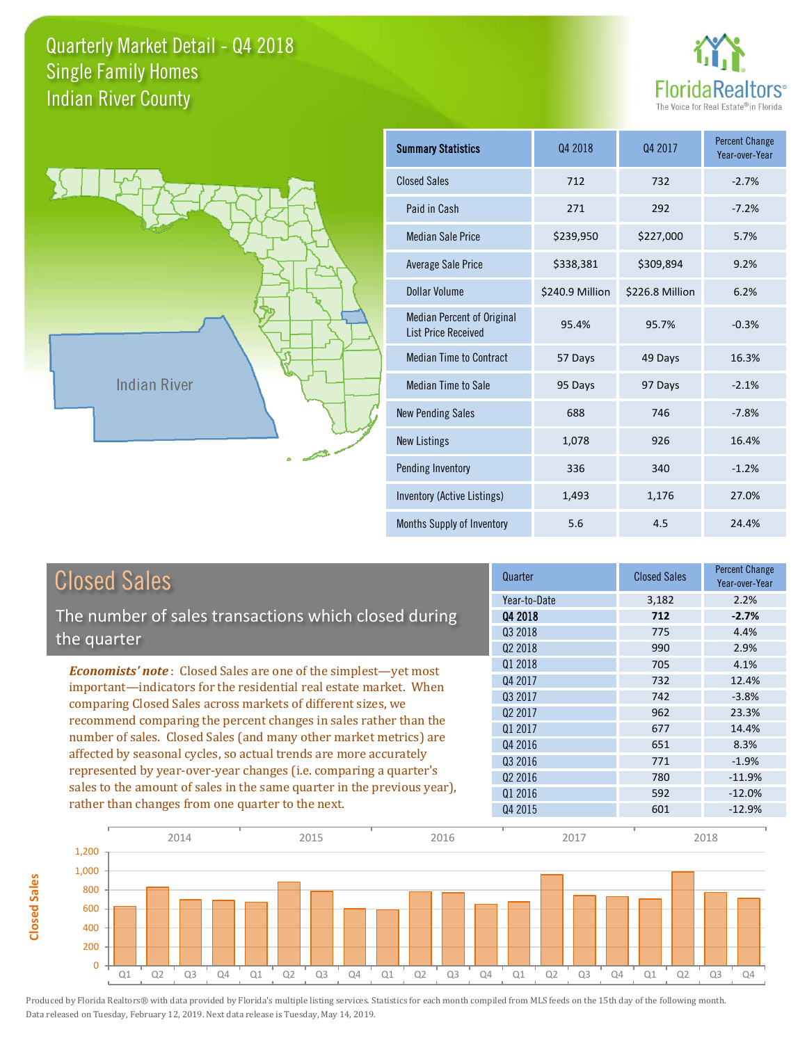# Quarterly Market Detail - Q4 2018
## Single Family Homes
## Indian River County

FloridaRealtors®
The Voice for Real Estate® in Florida

Indian River

| Summary Statistics | Q4 2018 | Q4 2017 | Percent Change Year-over-Year |
|---|---|---|---|
| Closed Sales | 712 | 732 | -2.7% |
| Paid in Cash | 271 | 292 | -7.2% |
| Median Sale Price | $239,950 | $227,000 | 5.7% |
| Average Sale Price | $338,381 | $309,894 | 9.2% |
| Dollar Volume | $240.9 Million | $226.8 Million | 6.2% |
| Median Percent of Original List Price Received | 95.4% | 95.7% | -0.3% |
| Median Time to Contract | 57 Days | 49 Days | 16.3% |
| Median Time to Sale | 95 Days | 97 Days | -2.1% |
| New Pending Sales | 688 | 746 | -7.8% |
| New Listings | 1,078 | 926 | 16.4% |
| Pending Inventory | 336 | 340 | -1.2% |
| Inventory (Active Listings) | 1,493 | 1,176 | 27.0% |
| Months Supply of Inventory | 5.6 | 4.5 | 24.4% |

## Closed Sales

The number of sales transactions which closed during the quarter

***Economists' note***: Closed Sales are one of the simplest—yet most important—indicators for the residential real estate market. When comparing Closed Sales across markets of different sizes, we recommend comparing the percent changes in sales rather than the number of sales. Closed Sales (and many other market metrics) are affected by seasonal cycles, so actual trends are more accurately represented by year-over-year changes (i.e. comparing a quarter's sales to the amount of sales in the same quarter in the previous year), rather than changes from one quarter to the next.

| Quarter | Closed Sales | Percent Change Year-over-Year |
|---|---|---|
| Year-to-Date | 3,182 | 2.2% |
| **Q4 2018** | **712** | **-2.7%** |
| Q3 2018 | 775 | 4.4% |
| Q2 2018 | 990 | 2.9% |
| Q1 2018 | 705 | 4.1% |
| Q4 2017 | 732 | 12.4% |
| Q3 2017 | 742 | -3.8% |
| Q2 2017 | 962 | 23.3% |
| Q1 2017 | 677 | 14.4% |
| Q4 2016 | 651 | 8.3% |
| Q3 2016 | 771 | -1.9% |
| Q2 2016 | 780 | -11.9% |
| Q1 2016 | 592 | -12.0% |
| Q4 2015 | 601 | -12.9% |

Produced by Florida Realtors® with data provided by Florida's multiple listing services. Statistics for each month compiled from MLS feeds on the 15th day of the following month. Data released on Tuesday, February 12, 2019. Next data release is Tuesday, May 14, 2019.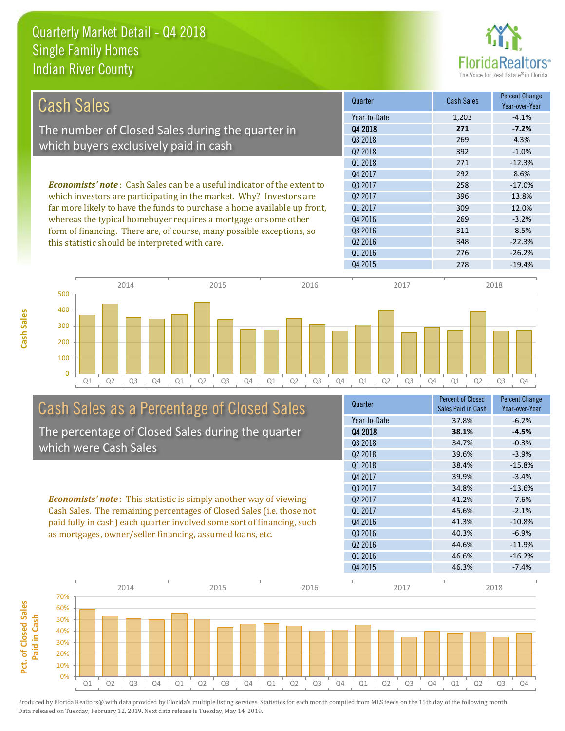# Quarterly Market Detail - Q4 2018
## Single Family Homes
## Indian River County

## Cash Sales

The number of Closed Sales during the quarter in which buyers exclusively paid in cash

***Economists' note***: Cash Sales can be a useful indicator of the extent to which investors are participating in the market. Why? Investors are far more likely to have the funds to purchase a home available up front, whereas the typical homebuyer requires a mortgage or some other form of financing. There are, of course, many possible exceptions, so this statistic should be interpreted with care.

| Quarter | Cash Sales | Percent Change Year-over-Year |
|---|---|---|
| Year-to-Date | 1,203 | -4.1% |
| **Q4 2018** | **271** | **-7.2%** |
| Q3 2018 | 269 | 4.3% |
| Q2 2018 | 392 | -1.0% |
| Q1 2018 | 271 | -12.3% |
| Q4 2017 | 292 | 8.6% |
| Q3 2017 | 258 | -17.0% |
| Q2 2017 | 396 | 13.8% |
| Q1 2017 | 309 | 12.0% |
| Q4 2016 | 269 | -3.2% |
| Q3 2016 | 311 | -8.5% |
| Q2 2016 | 348 | -22.3% |
| Q1 2016 | 276 | -26.2% |
| Q4 2015 | 278 | -19.4% |

## Cash Sales as a Percentage of Closed Sales

The percentage of Closed Sales during the quarter which were Cash Sales

***Economists' note***: This statistic is simply another way of viewing Cash Sales. The remaining percentages of Closed Sales (i.e. those not paid fully in cash) each quarter involved some sort of financing, such as mortgages, owner/seller financing, assumed loans, etc.

| Quarter | Percent of Closed Sales Paid in Cash | Percent Change Year-over-Year |
|---|---|---|
| Year-to-Date | 37.8% | -6.2% |
| **Q4 2018** | **38.1%** | **-4.5%** |
| Q3 2018 | 34.7% | -0.3% |
| Q2 2018 | 39.6% | -3.9% |
| Q1 2018 | 38.4% | -15.8% |
| Q4 2017 | 39.9% | -3.4% |
| Q3 2017 | 34.8% | -13.6% |
| Q2 2017 | 41.2% | -7.6% |
| Q1 2017 | 45.6% | -2.1% |
| Q4 2016 | 41.3% | -10.8% |
| Q3 2016 | 40.3% | -6.9% |
| Q2 2016 | 44.6% | -11.9% |
| Q1 2016 | 46.6% | -16.2% |
| Q4 2015 | 46.3% | -7.4% |

Produced by Florida Realtors® with data provided by Florida's multiple listing services. Statistics for each month compiled from MLS feeds on the 15th day of the following month. Data released on Tuesday, February 12, 2019. Next data release is Tuesday, May 14, 2019.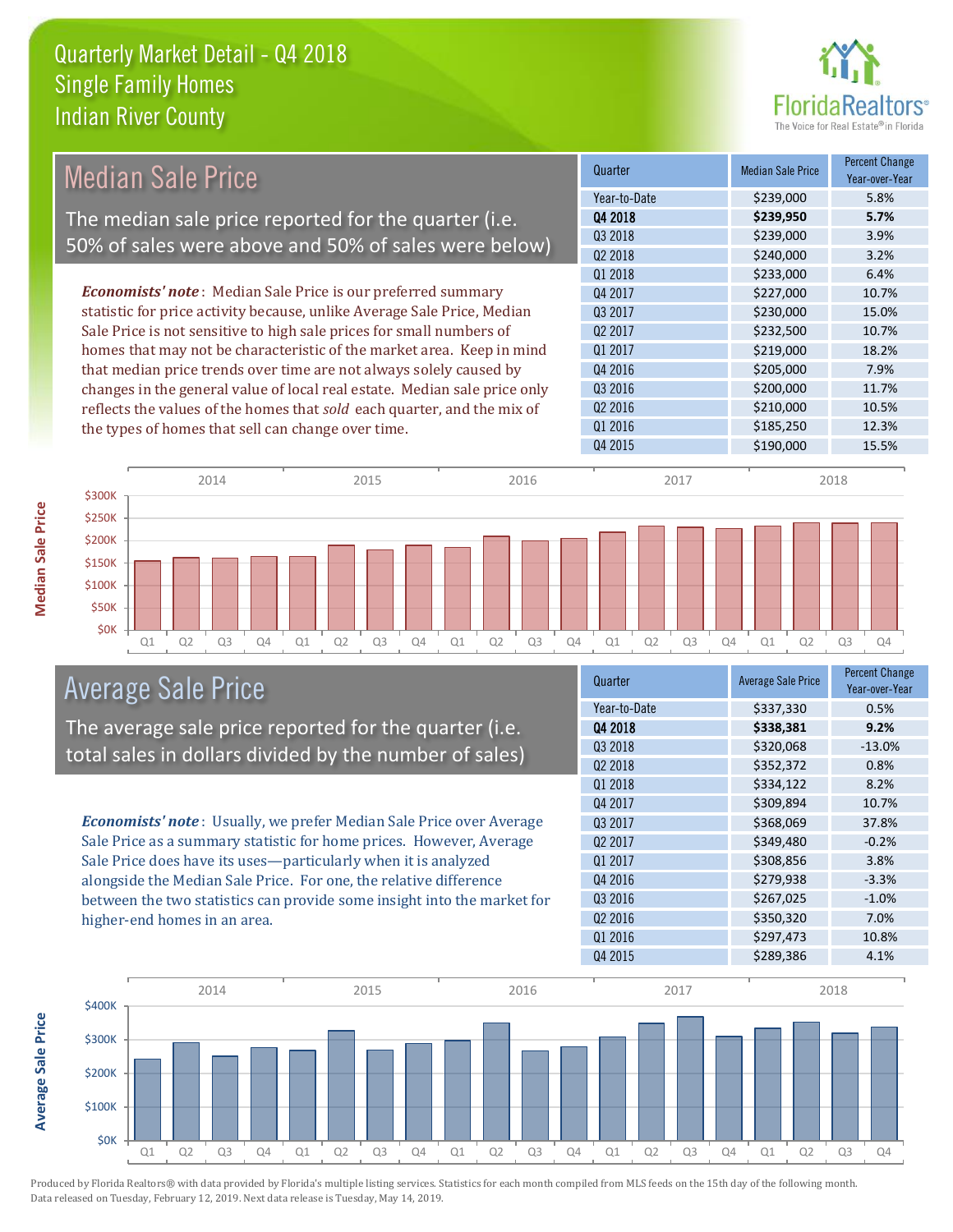# Quarterly Market Detail - Q4 2018
## Single Family Homes
## Indian River County

## Median Sale Price

The median sale price reported for the quarter (i.e. 50% of sales were above and 50% of sales were below)

*Economists' note*: Median Sale Price is our preferred summary statistic for price activity because, unlike Average Sale Price, Median Sale Price is not sensitive to high sale prices for small numbers of homes that may not be characteristic of the market area. Keep in mind that median price trends over time are not always solely caused by changes in the general value of local real estate. Median sale price only reflects the values of the homes that *sold* each quarter, and the mix of the types of homes that sell can change over time.

| Quarter | Median Sale Price | Percent Change Year-over-Year |
|---|---|---|
| Year-to-Date | $239,000 | 5.8% |
| **Q4 2018** | **$239,950** | **5.7%** |
| Q3 2018 | $239,000 | 3.9% |
| Q2 2018 | $240,000 | 3.2% |
| Q1 2018 | $233,000 | 6.4% |
| Q4 2017 | $227,000 | 10.7% |
| Q3 2017 | $230,000 | 15.0% |
| Q2 2017 | $232,500 | 10.7% |
| Q1 2017 | $219,000 | 18.2% |
| Q4 2016 | $205,000 | 7.9% |
| Q3 2016 | $200,000 | 11.7% |
| Q2 2016 | $210,000 | 10.5% |
| Q1 2016 | $185,250 | 12.3% |
| Q4 2015 | $190,000 | 15.5% |

## Average Sale Price

The average sale price reported for the quarter (i.e. total sales in dollars divided by the number of sales)

*Economists' note*: Usually, we prefer Median Sale Price over Average Sale Price as a summary statistic for home prices. However, Average Sale Price does have its uses—particularly when it is analyzed alongside the Median Sale Price. For one, the relative difference between the two statistics can provide some insight into the market for higher-end homes in an area.

| Quarter | Average Sale Price | Percent Change Year-over-Year |
|---|---|---|
| Year-to-Date | $337,330 | 0.5% |
| **Q4 2018** | **$338,381** | **9.2%** |
| Q3 2018 | $320,068 | -13.0% |
| Q2 2018 | $352,372 | 0.8% |
| Q1 2018 | $334,122 | 8.2% |
| Q4 2017 | $309,894 | 10.7% |
| Q3 2017 | $368,069 | 37.8% |
| Q2 2017 | $349,480 | -0.2% |
| Q1 2017 | $308,856 | 3.8% |
| Q4 2016 | $279,938 | -3.3% |
| Q3 2016 | $267,025 | -1.0% |
| Q2 2016 | $350,320 | 7.0% |
| Q1 2016 | $297,473 | 10.8% |
| Q4 2015 | $289,386 | 4.1% |

Produced by Florida Realtors® with data provided by Florida's multiple listing services. Statistics for each month compiled from MLS feeds on the 15th day of the following month. Data released on Tuesday, February 12, 2019. Next data release is Tuesday, May 14, 2019.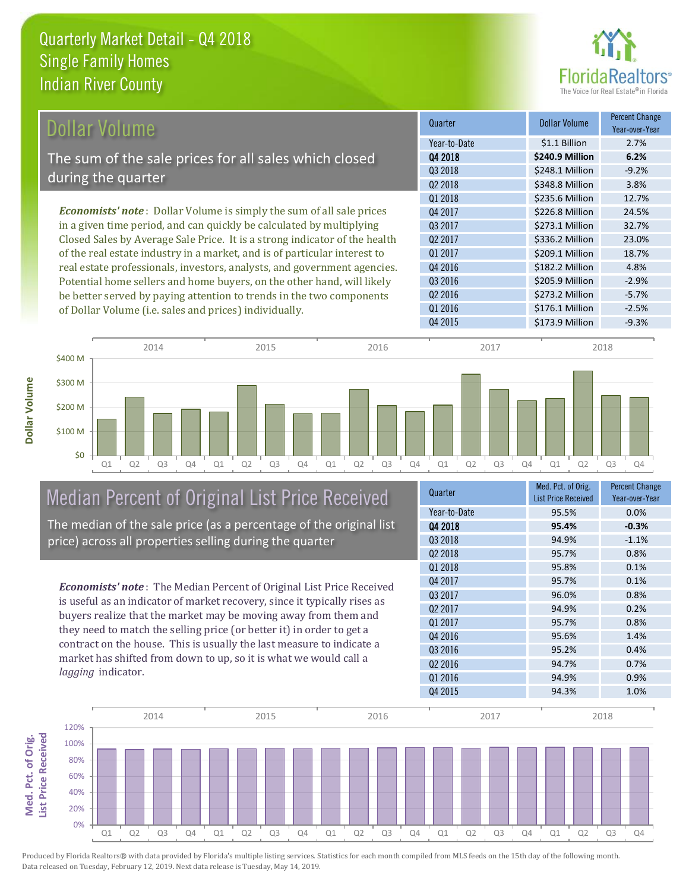# Quarterly Market Detail - Q4 2018
## Single Family Homes
## Indian River County

## Dollar Volume

The sum of the sale prices for all sales which closed during the quarter

***Economists' note***: Dollar Volume is simply the sum of all sale prices in a given time period, and can quickly be calculated by multiplying Closed Sales by Average Sale Price. It is a strong indicator of the health of the real estate industry in a market, and is of particular interest to real estate professionals, investors, analysts, and government agencies. Potential home sellers and home buyers, on the other hand, will likely be better served by paying attention to trends in the two components of Dollar Volume (i.e. sales and prices) individually.

| Quarter | Dollar Volume | Percent Change Year-over-Year |
|---|---|---|
| Year-to-Date | $1.1 Billion | 2.7% |
| **Q4 2018** | **$240.9 Million** | **6.2%** |
| Q3 2018 | $248.1 Million | -9.2% |
| Q2 2018 | $348.8 Million | 3.8% |
| Q1 2018 | $235.6 Million | 12.7% |
| Q4 2017 | $226.8 Million | 24.5% |
| Q3 2017 | $273.1 Million | 32.7% |
| Q2 2017 | $336.2 Million | 23.0% |
| Q1 2017 | $209.1 Million | 18.7% |
| Q4 2016 | $182.2 Million | 4.8% |
| Q3 2016 | $205.9 Million | -2.9% |
| Q2 2016 | $273.2 Million | -5.7% |
| Q1 2016 | $176.1 Million | -2.5% |
| Q4 2015 | $173.9 Million | -9.3% |

## Median Percent of Original List Price Received

The median of the sale price (as a percentage of the original list price) across all properties selling during the quarter

***Economists' note***: The Median Percent of Original List Price Received is useful as an indicator of market recovery, since it typically rises as buyers realize that the market may be moving away from them and they need to match the selling price (or better it) in order to get a contract on the house. This is usually the last measure to indicate a market has shifted from down to up, so it is what we would call a *lagging* indicator.

| Quarter | Med. Pct. of Orig. List Price Received | Percent Change Year-over-Year |
|---|---|---|
| Year-to-Date | 95.5% | 0.0% |
| **Q4 2018** | **95.4%** | **-0.3%** |
| Q3 2018 | 94.9% | -1.1% |
| Q2 2018 | 95.7% | 0.8% |
| Q1 2018 | 95.8% | 0.1% |
| Q4 2017 | 95.7% | 0.1% |
| Q3 2017 | 96.0% | 0.8% |
| Q2 2017 | 94.9% | 0.2% |
| Q1 2017 | 95.7% | 0.8% |
| Q4 2016 | 95.6% | 1.4% |
| Q3 2016 | 95.2% | 0.4% |
| Q2 2016 | 94.7% | 0.7% |
| Q1 2016 | 94.9% | 0.9% |
| Q4 2015 | 94.3% | 1.0% |

Produced by Florida Realtors® with data provided by Florida's multiple listing services. Statistics for each month compiled from MLS feeds on the 15th day of the following month. Data released on Tuesday, February 12, 2019. Next data release is Tuesday, May 14, 2019.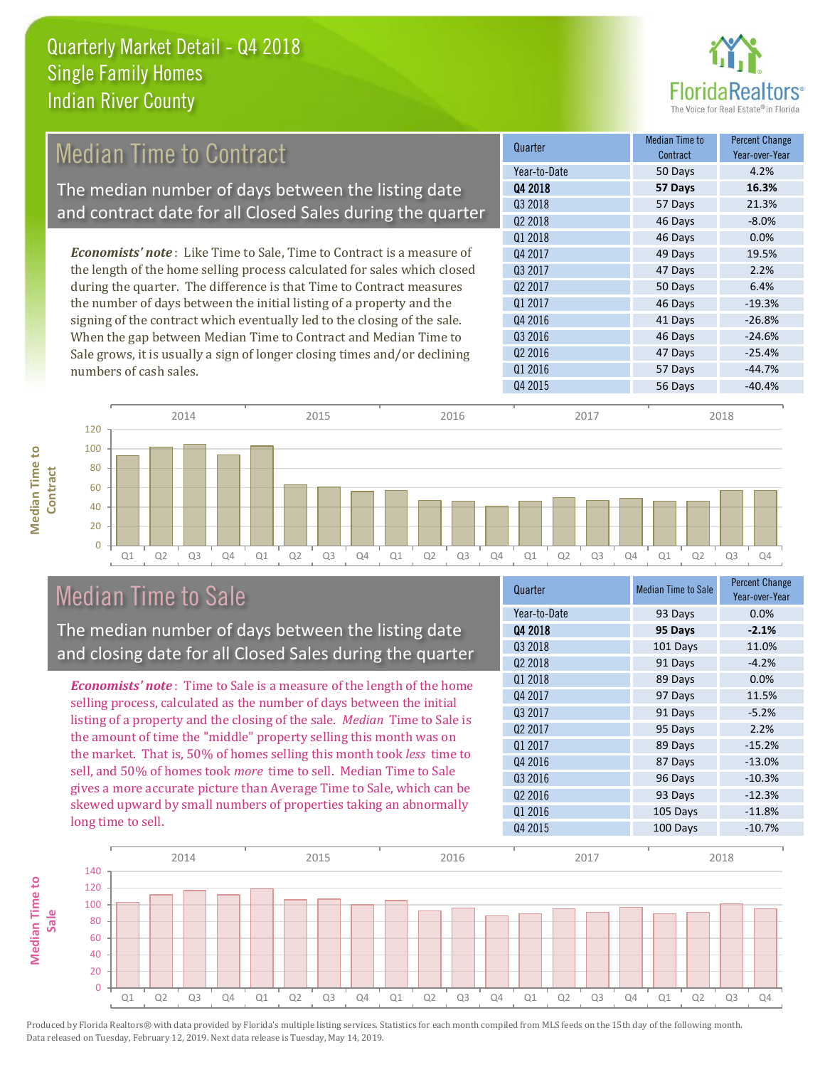# Quarterly Market Detail - Q4 2018
## Single Family Homes
## Indian River County

## Median Time to Contract

The median number of days between the listing date and contract date for all Closed Sales during the quarter

*Economists' note*: Like Time to Sale, Time to Contract is a measure of the length of the home selling process calculated for sales which closed during the quarter. The difference is that Time to Contract measures the number of days between the initial listing of a property and the signing of the contract which eventually led to the closing of the sale. When the gap between Median Time to Contract and Median Time to Sale grows, it is usually a sign of longer closing times and/or declining numbers of cash sales.

| Quarter | Median Time to Contract | Percent Change Year-over-Year |
|---|---|---|
| Year-to-Date | 50 Days | 4.2% |
| **Q4 2018** | **57 Days** | **16.3%** |
| Q3 2018 | 57 Days | 21.3% |
| Q2 2018 | 46 Days | -8.0% |
| Q1 2018 | 46 Days | 0.0% |
| Q4 2017 | 49 Days | 19.5% |
| Q3 2017 | 47 Days | 2.2% |
| Q2 2017 | 50 Days | 6.4% |
| Q1 2017 | 46 Days | -19.3% |
| Q4 2016 | 41 Days | -26.8% |
| Q3 2016 | 46 Days | -24.6% |
| Q2 2016 | 47 Days | -25.4% |
| Q1 2016 | 57 Days | -44.7% |
| Q4 2015 | 56 Days | -40.4% |

## Median Time to Sale

The median number of days between the listing date and closing date for all Closed Sales during the quarter

*Economists' note*: Time to Sale is a measure of the length of the home selling process, calculated as the number of days between the initial listing of a property and the closing of the sale. *Median* Time to Sale is the amount of time the "middle" property selling this month was on the market. That is, 50% of homes selling this month took *less* time to sell, and 50% of homes took *more* time to sell. Median Time to Sale gives a more accurate picture than Average Time to Sale, which can be skewed upward by small numbers of properties taking an abnormally long time to sell.

| Quarter | Median Time to Sale | Percent Change Year-over-Year |
|---|---|---|
| Year-to-Date | 93 Days | 0.0% |
| **Q4 2018** | **95 Days** | **-2.1%** |
| Q3 2018 | 101 Days | 11.0% |
| Q2 2018 | 91 Days | -4.2% |
| Q1 2018 | 89 Days | 0.0% |
| Q4 2017 | 97 Days | 11.5% |
| Q3 2017 | 91 Days | -5.2% |
| Q2 2017 | 95 Days | 2.2% |
| Q1 2017 | 89 Days | -15.2% |
| Q4 2016 | 87 Days | -13.0% |
| Q3 2016 | 96 Days | -10.3% |
| Q2 2016 | 93 Days | -12.3% |
| Q1 2016 | 105 Days | -11.8% |
| Q4 2015 | 100 Days | -10.7% |

Produced by Florida Realtors® with data provided by Florida's multiple listing services. Statistics for each month compiled from MLS feeds on the 15th day of the following month. Data released on Tuesday, February 12, 2019. Next data release is Tuesday, May 14, 2019.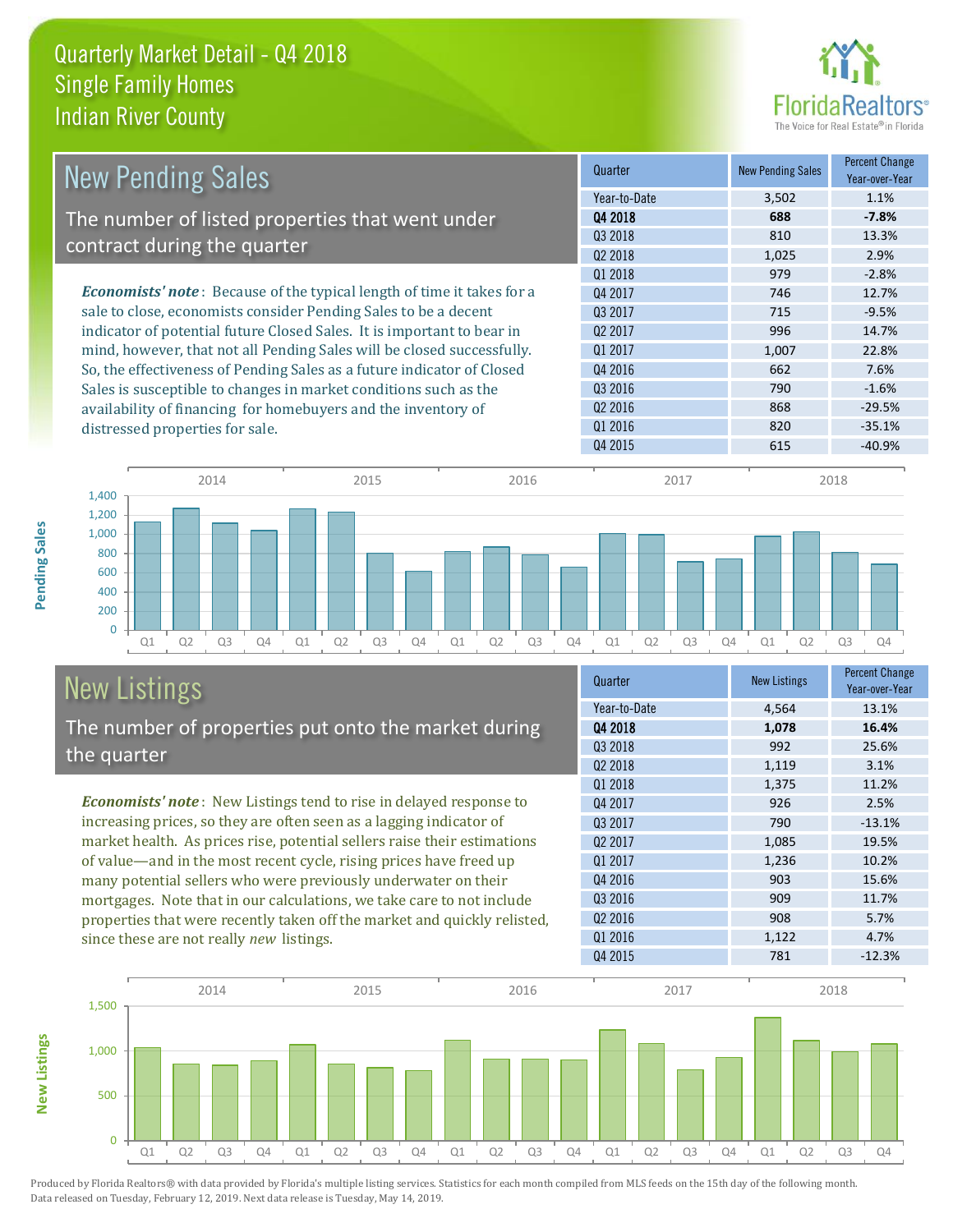# Quarterly Market Detail - Q4 2018
## Single Family Homes
## Indian River County

## New Pending Sales

The number of listed properties that went under contract during the quarter

*Economists' note*: Because of the typical length of time it takes for a sale to close, economists consider Pending Sales to be a decent indicator of potential future Closed Sales. It is important to bear in mind, however, that not all Pending Sales will be closed successfully. So, the effectiveness of Pending Sales as a future indicator of Closed Sales is susceptible to changes in market conditions such as the availability of financing for homebuyers and the inventory of distressed properties for sale.

| Quarter | New Pending Sales | Percent Change Year-over-Year |
|---|---|---|
| Year-to-Date | 3,502 | 1.1% |
| **Q4 2018** | **688** | **-7.8%** |
| Q3 2018 | 810 | 13.3% |
| Q2 2018 | 1,025 | 2.9% |
| Q1 2018 | 979 | -2.8% |
| Q4 2017 | 746 | 12.7% |
| Q3 2017 | 715 | -9.5% |
| Q2 2017 | 996 | 14.7% |
| Q1 2017 | 1,007 | 22.8% |
| Q4 2016 | 662 | 7.6% |
| Q3 2016 | 790 | -1.6% |
| Q2 2016 | 868 | -29.5% |
| Q1 2016 | 820 | -35.1% |
| Q4 2015 | 615 | -40.9% |

## New Listings

The number of properties put onto the market during the quarter

*Economists' note*: New Listings tend to rise in delayed response to increasing prices, so they are often seen as a lagging indicator of market health. As prices rise, potential sellers raise their estimations of value—and in the most recent cycle, rising prices have freed up many potential sellers who were previously underwater on their mortgages. Note that in our calculations, we take care to not include properties that were recently taken off the market and quickly relisted, since these are not really *new* listings.

| Quarter | New Listings | Percent Change Year-over-Year |
|---|---|---|
| Year-to-Date | 4,564 | 13.1% |
| **Q4 2018** | **1,078** | **16.4%** |
| Q3 2018 | 992 | 25.6% |
| Q2 2018 | 1,119 | 3.1% |
| Q1 2018 | 1,375 | 11.2% |
| Q4 2017 | 926 | 2.5% |
| Q3 2017 | 790 | -13.1% |
| Q2 2017 | 1,085 | 19.5% |
| Q1 2017 | 1,236 | 10.2% |
| Q4 2016 | 903 | 15.6% |
| Q3 2016 | 909 | 11.7% |
| Q2 2016 | 908 | 5.7% |
| Q1 2016 | 1,122 | 4.7% |
| Q4 2015 | 781 | -12.3% |

Produced by Florida Realtors® with data provided by Florida's multiple listing services. Statistics for each month compiled from MLS feeds on the 15th day of the following month. Data released on Tuesday, February 12, 2019. Next data release is Tuesday, May 14, 2019.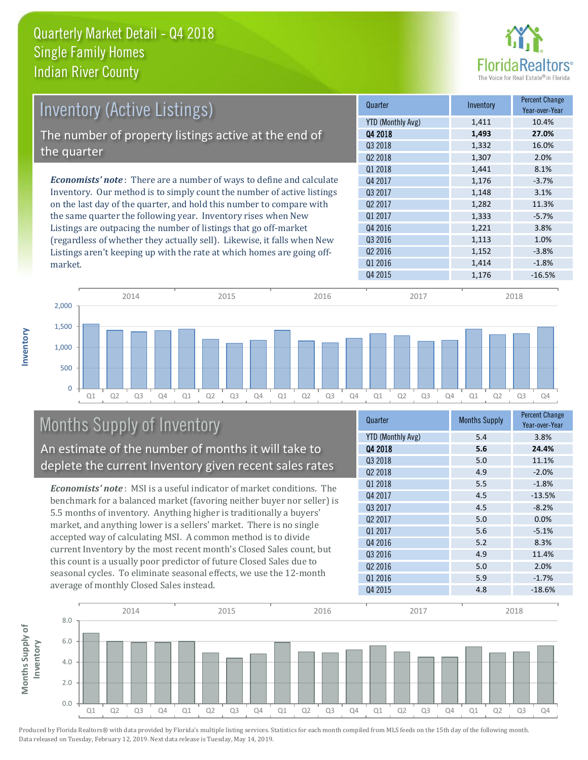# Quarterly Market Detail - Q4 2018
## Single Family Homes
## Indian River County

## Inventory (Active Listings)

The number of property listings active at the end of the quarter

*Economists' note*: There are a number of ways to define and calculate Inventory. Our method is to simply count the number of active listings on the last day of the quarter, and hold this number to compare with the same quarter the following year. Inventory rises when New Listings are outpacing the number of listings that go off-market (regardless of whether they actually sell). Likewise, it falls when New Listings aren't keeping up with the rate at which homes are going off-market.

| Quarter | Inventory | Percent Change Year-over-Year |
|---|---|---|
| YTD (Monthly Avg) | 1,411 | 10.4% |
| **Q4 2018** | **1,493** | **27.0%** |
| Q3 2018 | 1,332 | 16.0% |
| Q2 2018 | 1,307 | 2.0% |
| Q1 2018 | 1,441 | 8.1% |
| Q4 2017 | 1,176 | -3.7% |
| Q3 2017 | 1,148 | 3.1% |
| Q2 2017 | 1,282 | 11.3% |
| Q1 2017 | 1,333 | -5.7% |
| Q4 2016 | 1,221 | 3.8% |
| Q3 2016 | 1,113 | 1.0% |
| Q2 2016 | 1,152 | -3.8% |
| Q1 2016 | 1,414 | -1.8% |
| Q4 2015 | 1,176 | -16.5% |

## Months Supply of Inventory

An estimate of the number of months it will take to deplete the current Inventory given recent sales rates

*Economists' note*: MSI is a useful indicator of market conditions. The benchmark for a balanced market (favoring neither buyer nor seller) is 5.5 months of inventory. Anything higher is traditionally a buyers' market, and anything lower is a sellers' market. There is no single accepted way of calculating MSI. A common method is to divide current Inventory by the most recent month's Closed Sales count, but this count is a usually poor predictor of future Closed Sales due to seasonal cycles. To eliminate seasonal effects, we use the 12-month average of monthly Closed Sales instead.

| Quarter | Months Supply | Percent Change Year-over-Year |
|---|---|---|
| YTD (Monthly Avg) | 5.4 | 3.8% |
| **Q4 2018** | **5.6** | **24.4%** |
| Q3 2018 | 5.0 | 11.1% |
| Q2 2018 | 4.9 | -2.0% |
| Q1 2018 | 5.5 | -1.8% |
| Q4 2017 | 4.5 | -13.5% |
| Q3 2017 | 4.5 | -8.2% |
| Q2 2017 | 5.0 | 0.0% |
| Q1 2017 | 5.6 | -5.1% |
| Q4 2016 | 5.2 | 8.3% |
| Q3 2016 | 4.9 | 11.4% |
| Q2 2016 | 5.0 | 2.0% |
| Q1 2016 | 5.9 | -1.7% |
| Q4 2015 | 4.8 | -18.6% |

Produced by Florida Realtors® with data provided by Florida's multiple listing services. Statistics for each month compiled from MLS feeds on the 15th day of the following month. Data released on Tuesday, February 12, 2019. Next data release is Tuesday, May 14, 2019.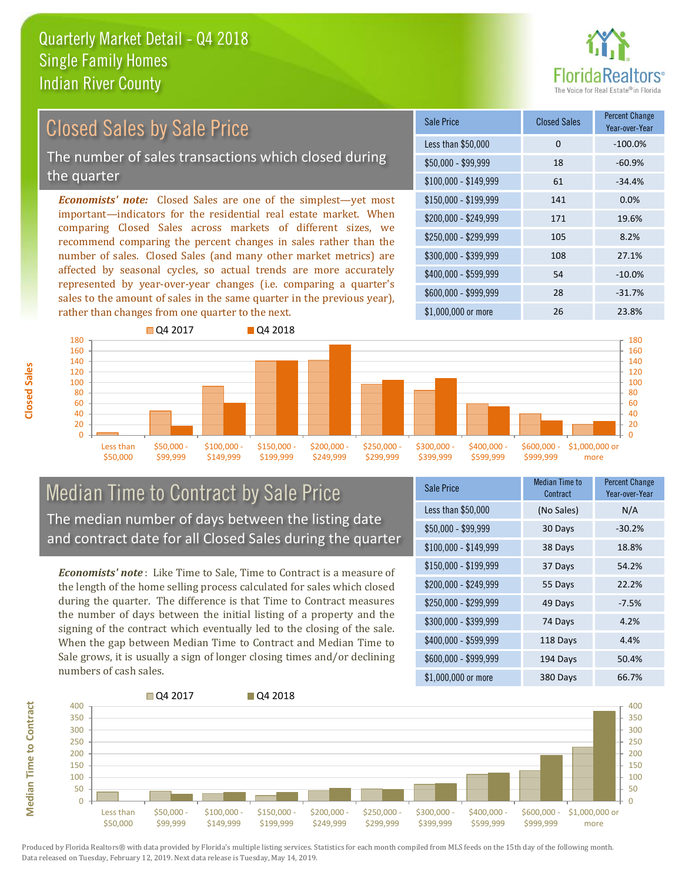Quarterly Market Detail - Q4 2018
Single Family Homes
Indian River County

## Closed Sales by Sale Price

The number of sales transactions which closed during the quarter

***Economists' note:*** Closed Sales are one of the simplest—yet most important—indicators for the residential real estate market. When comparing Closed Sales across markets of different sizes, we recommend comparing the percent changes in sales rather than the number of sales. Closed Sales (and many other market metrics) are affected by seasonal cycles, so actual trends are more accurately represented by year-over-year changes (i.e. comparing a quarter's sales to the amount of sales in the same quarter in the previous year), rather than changes from one quarter to the next.

| Sale Price | Closed Sales | Percent Change Year-over-Year |
|---|---|---|
| Less than $50,000 | 0 | -100.0% |
| $50,000 - $99,999 | 18 | -60.9% |
| $100,000 - $149,999 | 61 | -34.4% |
| $150,000 - $199,999 | 141 | 0.0% |
| $200,000 - $249,999 | 171 | 19.6% |
| $250,000 - $299,999 | 105 | 8.2% |
| $300,000 - $399,999 | 108 | 27.1% |
| $400,000 - $599,999 | 54 | -10.0% |
| $600,000 - $999,999 | 28 | -31.7% |
| $1,000,000 or more | 26 | 23.8% |

## Median Time to Contract by Sale Price

The median number of days between the listing date and contract date for all Closed Sales during the quarter

***Economists' note*** : Like Time to Sale, Time to Contract is a measure of the length of the home selling process calculated for sales which closed during the quarter. The difference is that Time to Contract measures the number of days between the initial listing of a property and the signing of the contract which eventually led to the closing of the sale. When the gap between Median Time to Contract and Median Time to Sale grows, it is usually a sign of longer closing times and/or declining numbers of cash sales.

| Sale Price | Median Time to Contract | Percent Change Year-over-Year |
|---|---|---|
| Less than $50,000 | (No Sales) | N/A |
| $50,000 - $99,999 | 30 Days | -30.2% |
| $100,000 - $149,999 | 38 Days | 18.8% |
| $150,000 - $199,999 | 37 Days | 54.2% |
| $200,000 - $249,999 | 55 Days | 22.2% |
| $250,000 - $299,999 | 49 Days | -7.5% |
| $300,000 - $399,999 | 74 Days | 4.2% |
| $400,000 - $599,999 | 118 Days | 4.4% |
| $600,000 - $999,999 | 194 Days | 50.4% |
| $1,000,000 or more | 380 Days | 66.7% |

Produced by Florida Realtors® with data provided by Florida's multiple listing services. Statistics for each month compiled from MLS feeds on the 15th day of the following month. Data released on Tuesday, February 12, 2019. Next data release is Tuesday, May 14, 2019.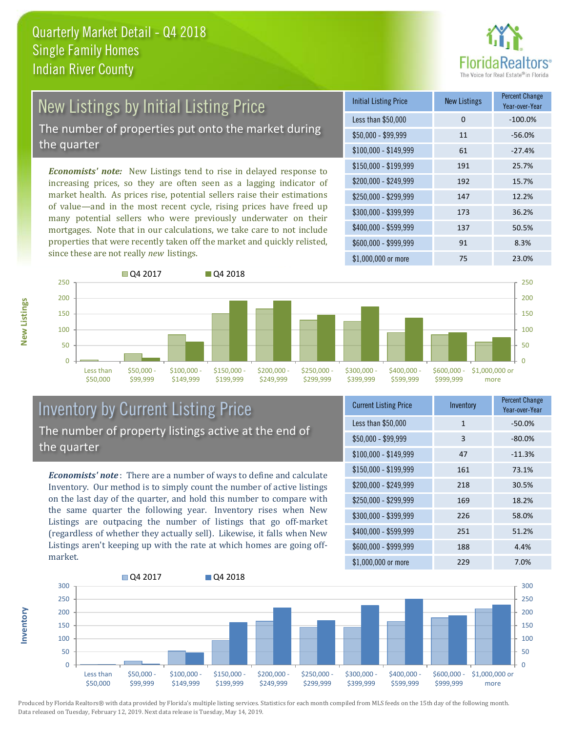# Quarterly Market Detail - Q4 2018
## Single Family Homes
## Indian River County

## New Listings by Initial Listing Price

The number of properties put onto the market during the quarter

*Economists' note:* New Listings tend to rise in delayed response to increasing prices, so they are often seen as a lagging indicator of market health. As prices rise, potential sellers raise their estimations of value—and in the most recent cycle, rising prices have freed up many potential sellers who were previously underwater on their mortgages. Note that in our calculations, we take care to not include properties that were recently taken off the market and quickly relisted, since these are not really *new* listings.

| Initial Listing Price | New Listings | Percent Change Year-over-Year |
|---|---|---|
| Less than $50,000 | 0 | -100.0% |
| $50,000 - $99,999 | 11 | -56.0% |
| $100,000 - $149,999 | 61 | -27.4% |
| $150,000 - $199,999 | 191 | 25.7% |
| $200,000 - $249,999 | 192 | 15.7% |
| $250,000 - $299,999 | 147 | 12.2% |
| $300,000 - $399,999 | 173 | 36.2% |
| $400,000 - $599,999 | 137 | 50.5% |
| $600,000 - $999,999 | 91 | 8.3% |
| $1,000,000 or more | 75 | 23.0% |

## Inventory by Current Listing Price

The number of property listings active at the end of the quarter

*Economists' note*: There are a number of ways to define and calculate Inventory. Our method is to simply count the number of active listings on the last day of the quarter, and hold this number to compare with the same quarter the following year. Inventory rises when New Listings are outpacing the number of listings that go off-market (regardless of whether they actually sell). Likewise, it falls when New Listings aren't keeping up with the rate at which homes are going off-market.

| Current Listing Price | Inventory | Percent Change Year-over-Year |
|---|---|---|
| Less than $50,000 | 1 | -50.0% |
| $50,000 - $99,999 | 3 | -80.0% |
| $100,000 - $149,999 | 47 | -11.3% |
| $150,000 - $199,999 | 161 | 73.1% |
| $200,000 - $249,999 | 218 | 30.5% |
| $250,000 - $299,999 | 169 | 18.2% |
| $300,000 - $399,999 | 226 | 58.0% |
| $400,000 - $599,999 | 251 | 51.2% |
| $600,000 - $999,999 | 188 | 4.4% |
| $1,000,000 or more | 229 | 7.0% |

Produced by Florida Realtors® with data provided by Florida's multiple listing services. Statistics for each month compiled from MLS feeds on the 15th day of the following month. Data released on Tuesday, February 12, 2019. Next data release is Tuesday, May 14, 2019.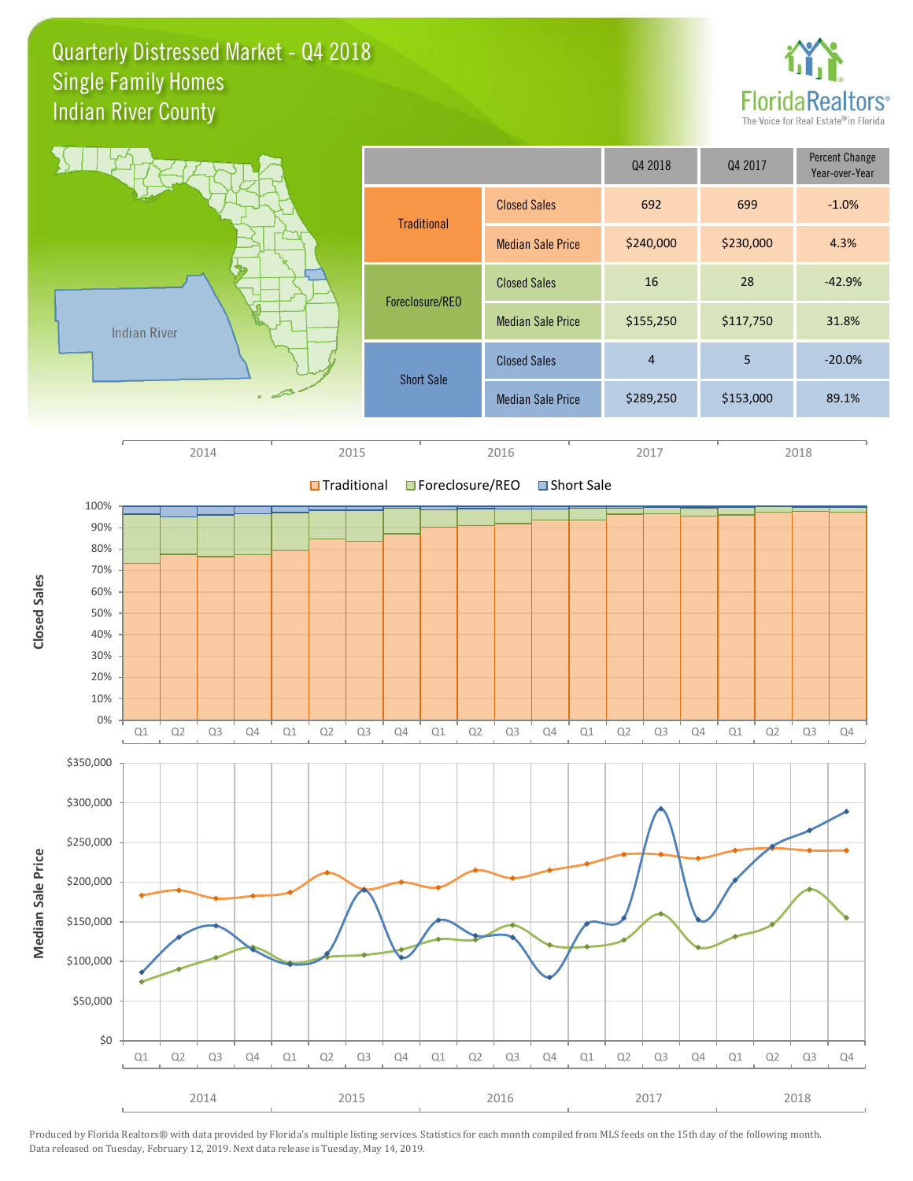# Quarterly Distressed Market - Q4 2018
## Single Family Homes
## Indian River County

FloridaRealtors®
The Voice for Real Estate® in Florida

Indian River

| | | Q4 2018 | Q4 2017 | Percent Change Year-over-Year |
|---|---|---|---|---|
| Traditional | Closed Sales | 692 | 699 | -1.0% |
| | Median Sale Price | $240,000 | $230,000 | 4.3% |
| Foreclosure/REO | Closed Sales | 16 | 28 | -42.9% |
| | Median Sale Price | $155,250 | $117,750 | 31.8% |
| Short Sale | Closed Sales | 4 | 5 | -20.0% |
| | Median Sale Price | $289,250 | $153,000 | 89.1% |

2014 2015 2016 2017 2018

Traditional
Foreclosure/REO
Short Sale

Closed Sales

100%
90%
80%
70%
60%
50%
40%
30%
20%
10%
0%

Q1 Q2 Q3 Q4 Q1 Q2 Q3 Q4 Q1 Q2 Q3 Q4 Q1 Q2 Q3 Q4 Q1 Q2 Q3 Q4

Median Sale Price

$350,000
$300,000
$250,000
$200,000
$150,000
$100,000
$50,000
$0

Q1 Q2 Q3 Q4 Q1 Q2 Q3 Q4 Q1 Q2 Q3 Q4 Q1 Q2 Q3 Q4 Q1 Q2 Q3 Q4

2014 2015 2016 2017 2018

Produced by Florida Realtors® with data provided by Florida's multiple listing services. Statistics for each month compiled from MLS feeds on the 15th day of the following month.
Data released on Tuesday, February 12, 2019. Next data release is Tuesday, May 14, 2019.